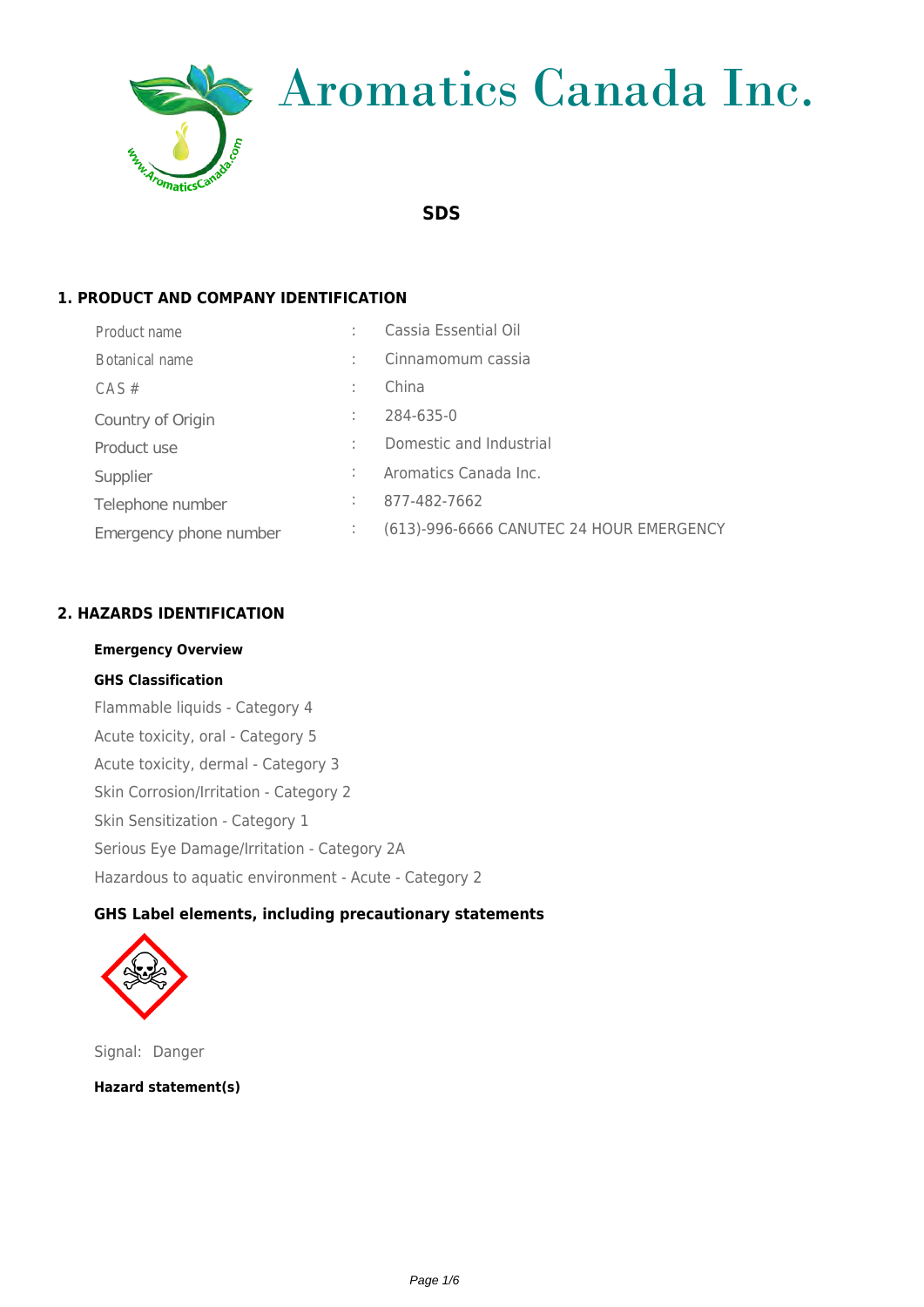# Aromatics Canada Inc.

**SDS**

## 1. PRODUCT AND COMPANY IDENTIFICATION

| | | |
|---|---|---|
| Product name | : | Cassia Essential Oil |
| Botanical name | : | Cinnamomum cassia |
| CAS # | : | China |
| Country of Origin | : | 284-635-0 |
| Product use | : | Domestic and Industrial |
| Supplier | : | Aromatics Canada Inc. |
| Telephone number | : | 877-482-7662 |
| Emergency phone number | : | (613)-996-6666 CANUTEC 24 HOUR EMERGENCY |

## 2. HAZARDS IDENTIFICATION

**Emergency Overview**

**GHS Classification**

Flammable liquids - Category 4

Acute toxicity, oral - Category 5

Acute toxicity, dermal - Category 3

Skin Corrosion/Irritation - Category 2

Skin Sensitization - Category 1

Serious Eye Damage/Irritation - Category 2A

Hazardous to aquatic environment - Acute - Category 2

**GHS Label elements, including precautionary statements**

Signal: Danger

**Hazard statement(s)**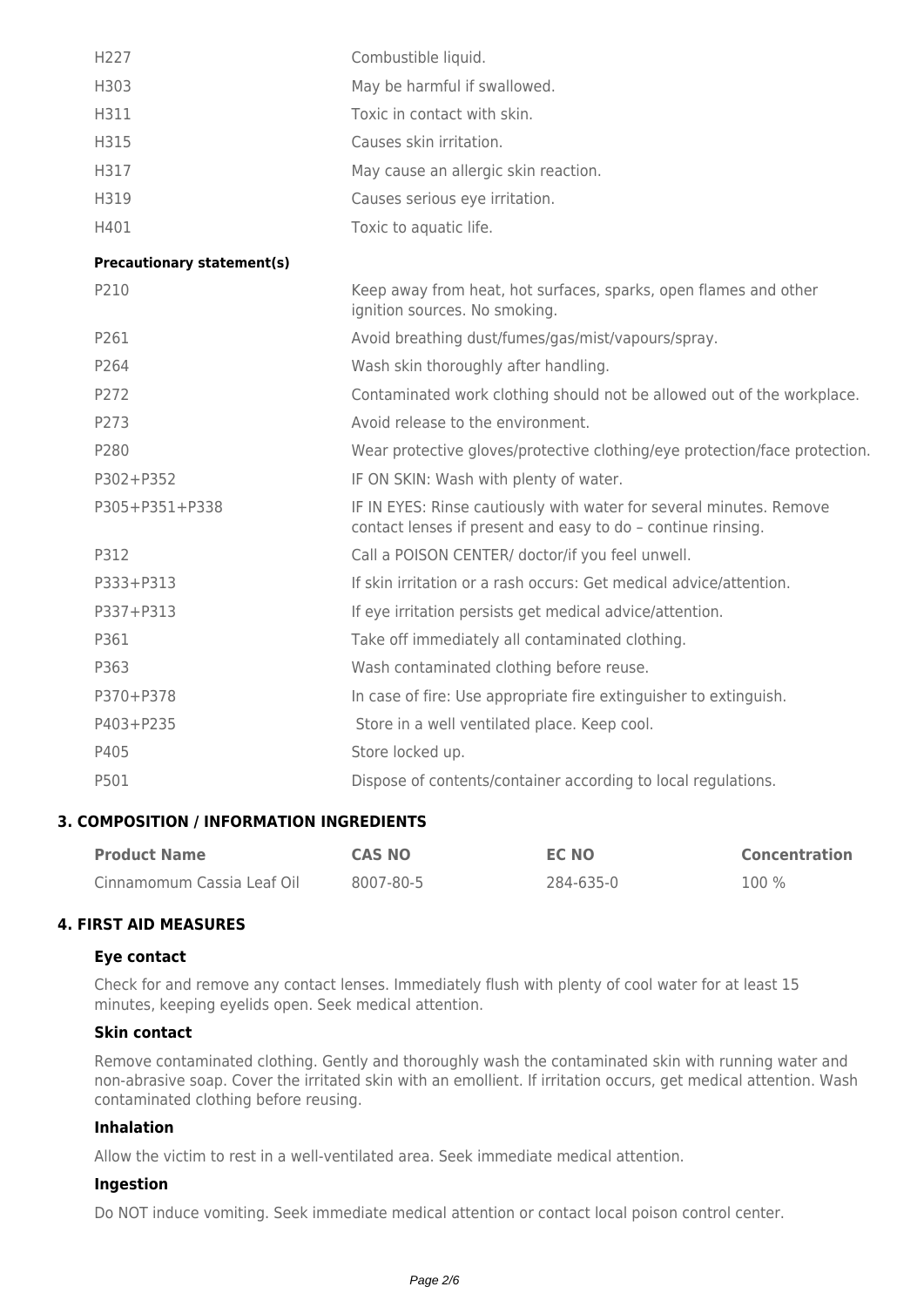| | |
|---|---|
| H227 | Combustible liquid. |
| H303 | May be harmful if swallowed. |
| H311 | Toxic in contact with skin. |
| H315 | Causes skin irritation. |
| H317 | May cause an allergic skin reaction. |
| H319 | Causes serious eye irritation. |
| H401 | Toxic to aquatic life. |

**Precautionary statement(s)**

| | |
|---|---|
| P210 | Keep away from heat, hot surfaces, sparks, open flames and other ignition sources. No smoking. |
| P261 | Avoid breathing dust/fumes/gas/mist/vapours/spray. |
| P264 | Wash skin thoroughly after handling. |
| P272 | Contaminated work clothing should not be allowed out of the workplace. |
| P273 | Avoid release to the environment. |
| P280 | Wear protective gloves/protective clothing/eye protection/face protection. |
| P302+P352 | IF ON SKIN: Wash with plenty of water. |
| P305+P351+P338 | IF IN EYES: Rinse cautiously with water for several minutes. Remove contact lenses if present and easy to do – continue rinsing. |
| P312 | Call a POISON CENTER/ doctor/if you feel unwell. |
| P333+P313 | If skin irritation or a rash occurs: Get medical advice/attention. |
| P337+P313 | If eye irritation persists get medical advice/attention. |
| P361 | Take off immediately all contaminated clothing. |
| P363 | Wash contaminated clothing before reuse. |
| P370+P378 | In case of fire: Use appropriate fire extinguisher to extinguish. |
| P403+P235 | Store in a well ventilated place. Keep cool. |
| P405 | Store locked up. |
| P501 | Dispose of contents/container according to local regulations. |

## 3. COMPOSITION / INFORMATION INGREDIENTS

| Product Name | CAS NO | EC NO | Concentration |
|---|---|---|---|
| Cinnamomum Cassia Leaf Oil | 8007-80-5 | 284-635-0 | 100 % |

## 4. FIRST AID MEASURES

### Eye contact

Check for and remove any contact lenses. Immediately flush with plenty of cool water for at least 15 minutes, keeping eyelids open. Seek medical attention.

### Skin contact

Remove contaminated clothing. Gently and thoroughly wash the contaminated skin with running water and non-abrasive soap. Cover the irritated skin with an emollient. If irritation occurs, get medical attention. Wash contaminated clothing before reusing.

### Inhalation

Allow the victim to rest in a well-ventilated area. Seek immediate medical attention.

### Ingestion

Do NOT induce vomiting. Seek immediate medical attention or contact local poison control center.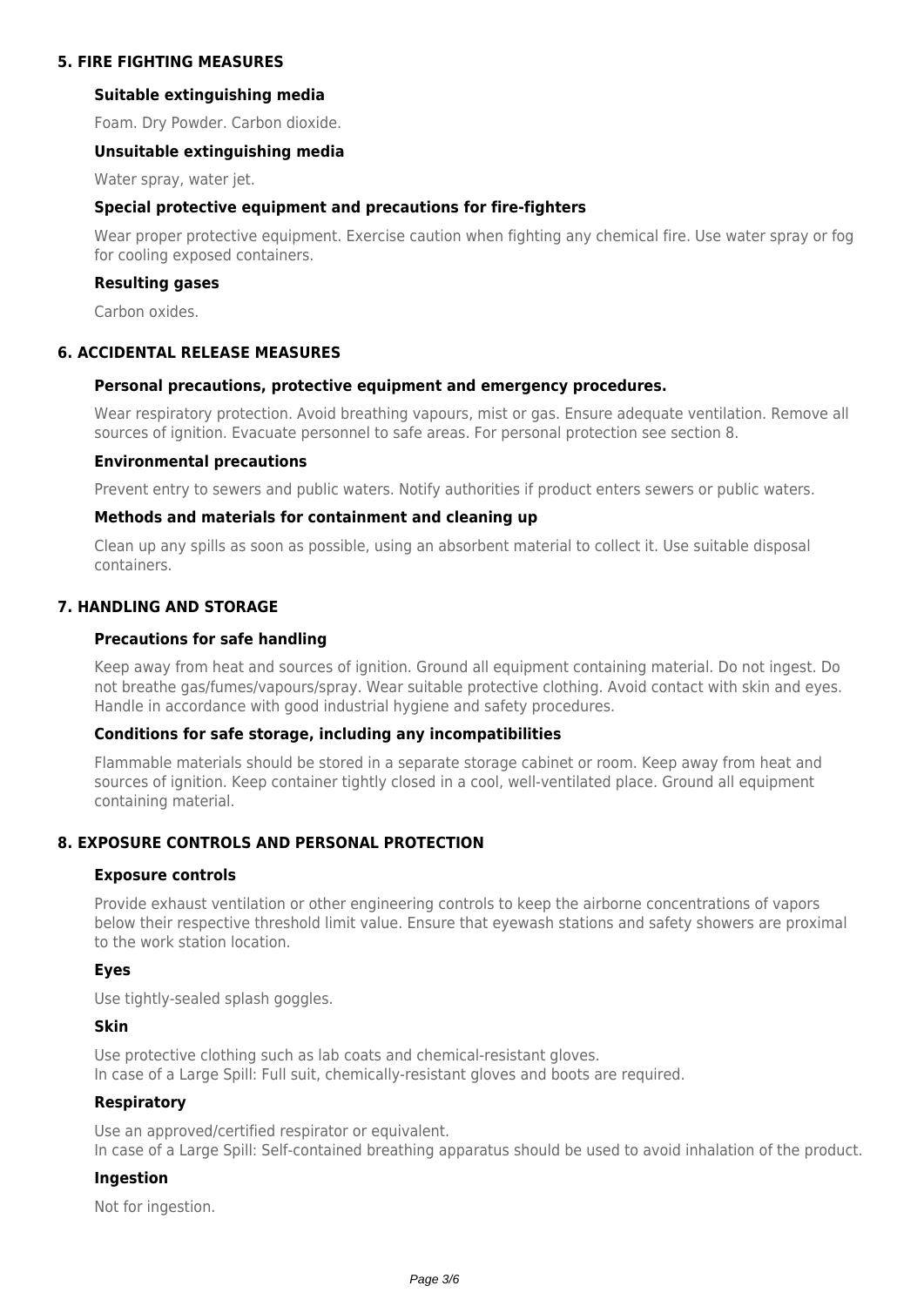## 5. FIRE FIGHTING MEASURES

### Suitable extinguishing media

Foam. Dry Powder. Carbon dioxide.

### Unsuitable extinguishing media

Water spray, water jet.

### Special protective equipment and precautions for fire-fighters

Wear proper protective equipment. Exercise caution when fighting any chemical fire. Use water spray or fog for cooling exposed containers.

### Resulting gases

Carbon oxides.

## 6. ACCIDENTAL RELEASE MEASURES

### Personal precautions, protective equipment and emergency procedures.

Wear respiratory protection. Avoid breathing vapours, mist or gas. Ensure adequate ventilation. Remove all sources of ignition. Evacuate personnel to safe areas. For personal protection see section 8.

### Environmental precautions

Prevent entry to sewers and public waters. Notify authorities if product enters sewers or public waters.

### Methods and materials for containment and cleaning up

Clean up any spills as soon as possible, using an absorbent material to collect it. Use suitable disposal containers.

## 7. HANDLING AND STORAGE

### Precautions for safe handling

Keep away from heat and sources of ignition. Ground all equipment containing material. Do not ingest. Do not breathe gas/fumes/vapours/spray. Wear suitable protective clothing. Avoid contact with skin and eyes. Handle in accordance with good industrial hygiene and safety procedures.

### Conditions for safe storage, including any incompatibilities

Flammable materials should be stored in a separate storage cabinet or room. Keep away from heat and sources of ignition. Keep container tightly closed in a cool, well-ventilated place. Ground all equipment containing material.

## 8. EXPOSURE CONTROLS AND PERSONAL PROTECTION

### Exposure controls

Provide exhaust ventilation or other engineering controls to keep the airborne concentrations of vapors below their respective threshold limit value. Ensure that eyewash stations and safety showers are proximal to the work station location.

### Eyes

Use tightly-sealed splash goggles.

### Skin

Use protective clothing such as lab coats and chemical-resistant gloves.
In case of a Large Spill: Full suit, chemically-resistant gloves and boots are required.

### Respiratory

Use an approved/certified respirator or equivalent.
In case of a Large Spill: Self-contained breathing apparatus should be used to avoid inhalation of the product.

### Ingestion

Not for ingestion.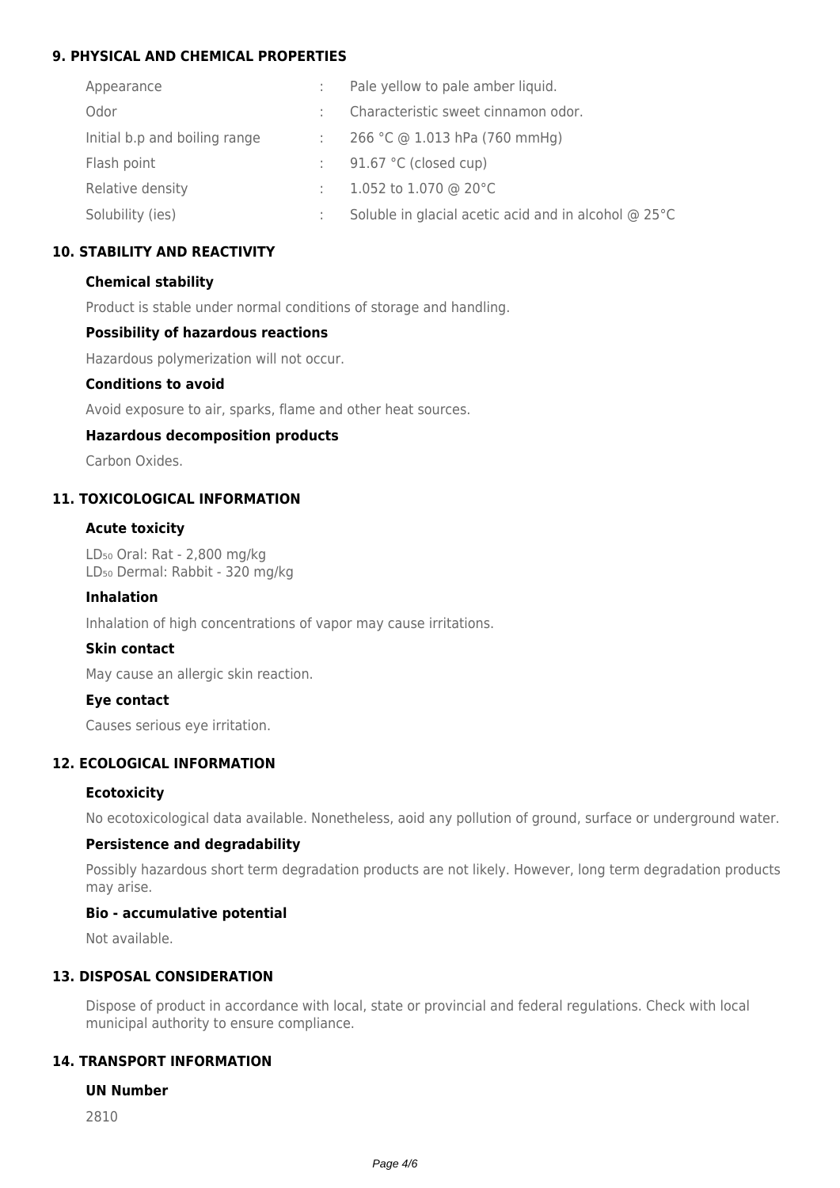## 9. PHYSICAL AND CHEMICAL PROPERTIES

| | | |
|---|---|---|
| Appearance | : | Pale yellow to pale amber liquid. |
| Odor | : | Characteristic sweet cinnamon odor. |
| Initial b.p and boiling range | : | 266 °C @ 1.013 hPa (760 mmHg) |
| Flash point | : | 91.67 °C (closed cup) |
| Relative density | : | 1.052 to 1.070 @ 20°C |
| Solubility (ies) | : | Soluble in glacial acetic acid and in alcohol @ 25°C |

## 10. STABILITY AND REACTIVITY

### Chemical stability

Product is stable under normal conditions of storage and handling.

### Possibility of hazardous reactions

Hazardous polymerization will not occur.

### Conditions to avoid

Avoid exposure to air, sparks, flame and other heat sources.

### Hazardous decomposition products

Carbon Oxides.

## 11. TOXICOLOGICAL INFORMATION

### Acute toxicity

$LD_{50}$ Oral: Rat - 2,800 mg/kg
$LD_{50}$ Dermal: Rabbit - 320 mg/kg

### Inhalation

Inhalation of high concentrations of vapor may cause irritations.

### Skin contact

May cause an allergic skin reaction.

### Eye contact

Causes serious eye irritation.

## 12. ECOLOGICAL INFORMATION

### Ecotoxicity

No ecotoxicological data available. Nonetheless, aoid any pollution of ground, surface or underground water.

### Persistence and degradability

Possibly hazardous short term degradation products are not likely. However, long term degradation products may arise.

### Bio - accumulative potential

Not available.

## 13. DISPOSAL CONSIDERATION

Dispose of product in accordance with local, state or provincial and federal regulations. Check with local municipal authority to ensure compliance.

## 14. TRANSPORT INFORMATION

### UN Number

2810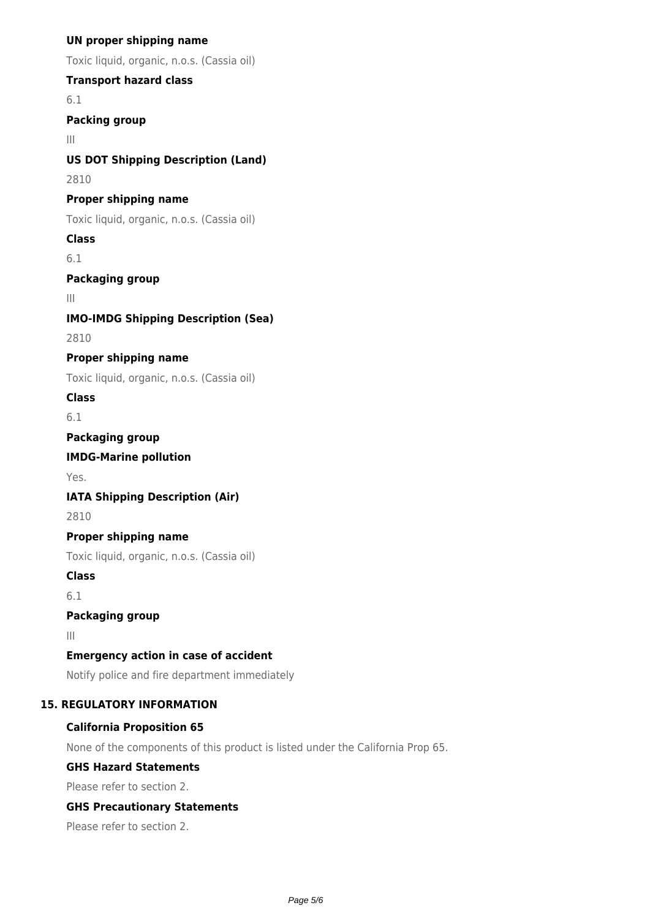**UN proper shipping name**

Toxic liquid, organic, n.o.s. (Cassia oil)

**Transport hazard class**

6.1

**Packing group**

III

**US DOT Shipping Description (Land)**

2810

**Proper shipping name**

Toxic liquid, organic, n.o.s. (Cassia oil)

**Class**

6.1

**Packaging group**

III

**IMO-IMDG Shipping Description (Sea)**

2810

**Proper shipping name**

Toxic liquid, organic, n.o.s. (Cassia oil)

**Class**

6.1

**Packaging group**

**IMDG-Marine pollution**

Yes.

**IATA Shipping Description (Air)**

2810

**Proper shipping name**

Toxic liquid, organic, n.o.s. (Cassia oil)

**Class**

6.1

**Packaging group**

III

**Emergency action in case of accident**

Notify police and fire department immediately

## 15. REGULATORY INFORMATION

**California Proposition 65**

None of the components of this product is listed under the California Prop 65.

**GHS Hazard Statements**

Please refer to section 2.

**GHS Precautionary Statements**

Please refer to section 2.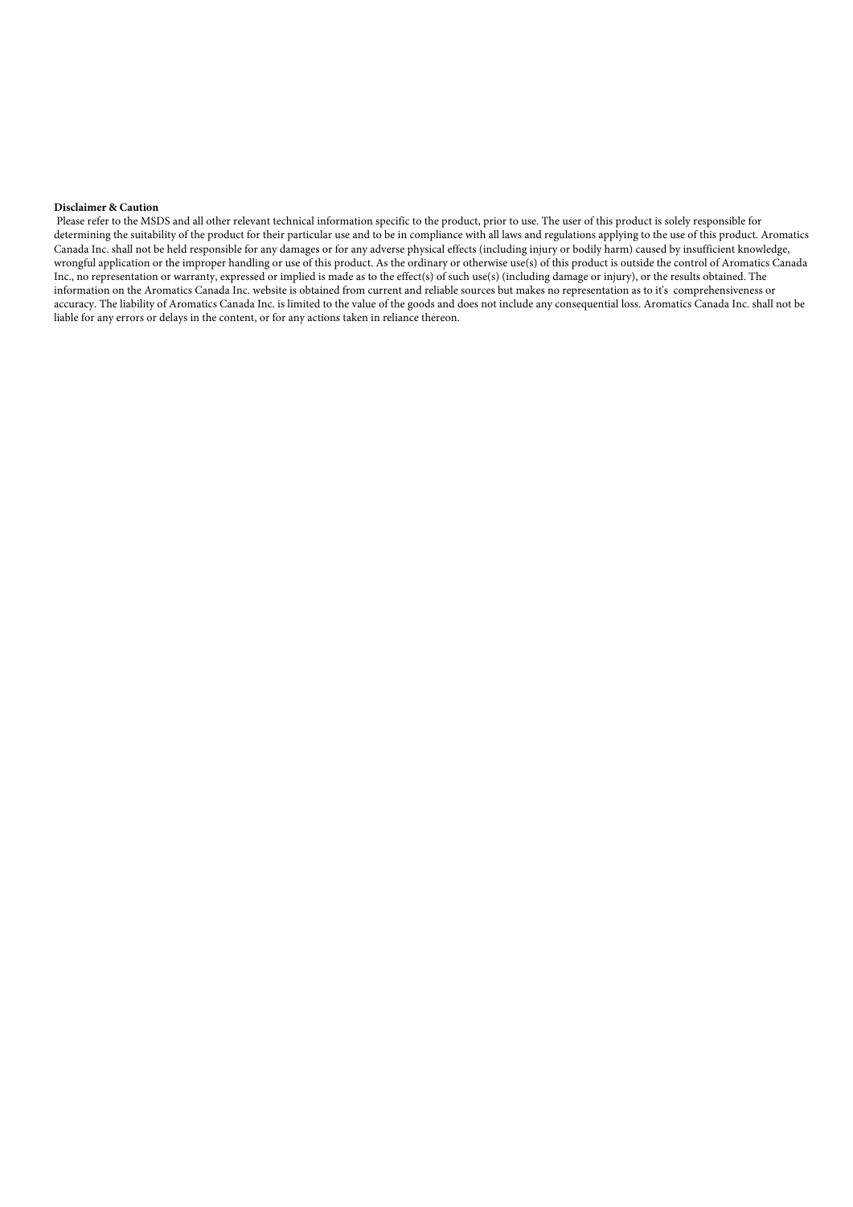**Disclaimer & Caution**

Please refer to the MSDS and all other relevant technical information specific to the product, prior to use. The user of this product is solely responsible for determining the suitability of the product for their particular use and to be in compliance with all laws and regulations applying to the use of this product. Aromatics Canada Inc. shall not be held responsible for any damages or for any adverse physical effects (including injury or bodily harm) caused by insufficient knowledge, wrongful application or the improper handling or use of this product. As the ordinary or otherwise use(s) of this product is outside the control of Aromatics Canada Inc., no representation or warranty, expressed or implied is made as to the effect(s) of such use(s) (including damage or injury), or the results obtained. The information on the Aromatics Canada Inc. website is obtained from current and reliable sources but makes no representation as to it's comprehensiveness or accuracy. The liability of Aromatics Canada Inc. is limited to the value of the goods and does not include any consequential loss. Aromatics Canada Inc. shall not be liable for any errors or delays in the content, or for any actions taken in reliance thereon.